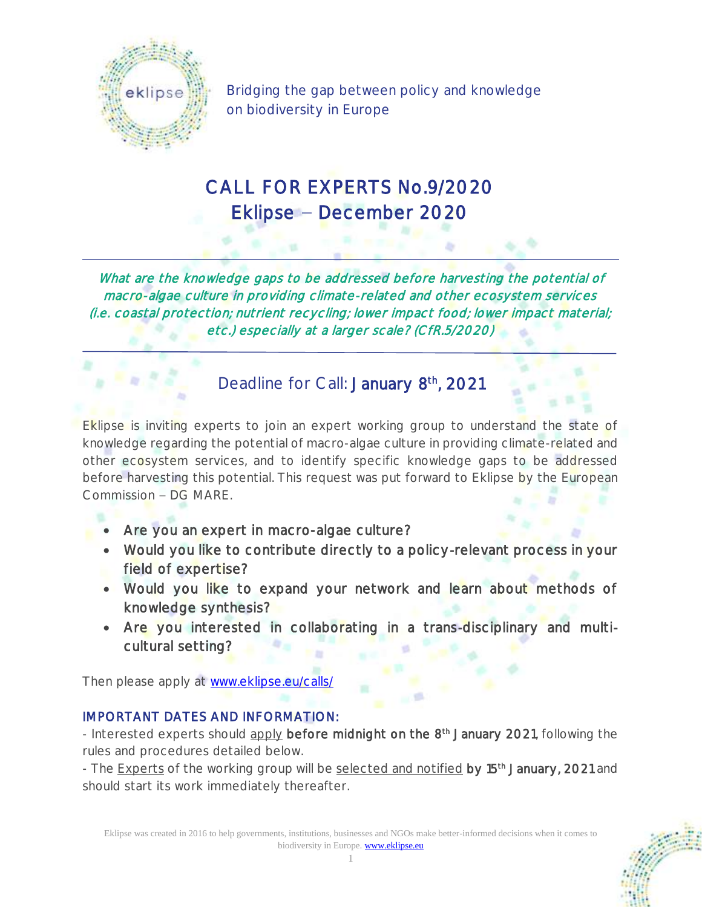Bridging the gap between policy and knowledge on biodiversity in Europe

# CALL FOR EXPERTS No.9/2020
# Eklipse – December 2020

---

*What are the knowledge gaps to be addressed before harvesting the potential of macro-algae culture in providing climate-related and other ecosystem services (i.e. coastal protection; nutrient recycling; lower impact food; lower impact material; etc.) especially at a larger scale? (CfR.5/2020)*

---

## Deadline for Call: **January 8th, 2021**

Eklipse is inviting experts to join an expert working group to understand the state of knowledge regarding the potential of macro-algae culture in providing climate-related and other ecosystem services, and to identify specific knowledge gaps to be addressed before harvesting this potential. This request was put forward to Eklipse by the European Commission – DG MARE.

- Are you an expert in macro-algae culture?
- Would you like to contribute directly to a policy-relevant process in your field of expertise?
- Would you like to expand your network and learn about methods of knowledge synthesis?
- Are you interested in collaborating in a trans-disciplinary and multi-cultural setting?

Then please apply at [www.eklipse.eu/calls/](www.eklipse.eu/calls/)

### IMPORTANT DATES AND INFORMATION:

- Interested experts should apply **before midnight on the 8th January 2021**, following the rules and procedures detailed below.
- The Experts of the working group will be selected and notified **by 15th January, 2021** and should start its work immediately thereafter.

Eklipse was created in 2016 to help governments, institutions, businesses and NGOs make better-informed decisions when it comes to biodiversity in Europe. [www.eklipse.eu](www.eklipse.eu)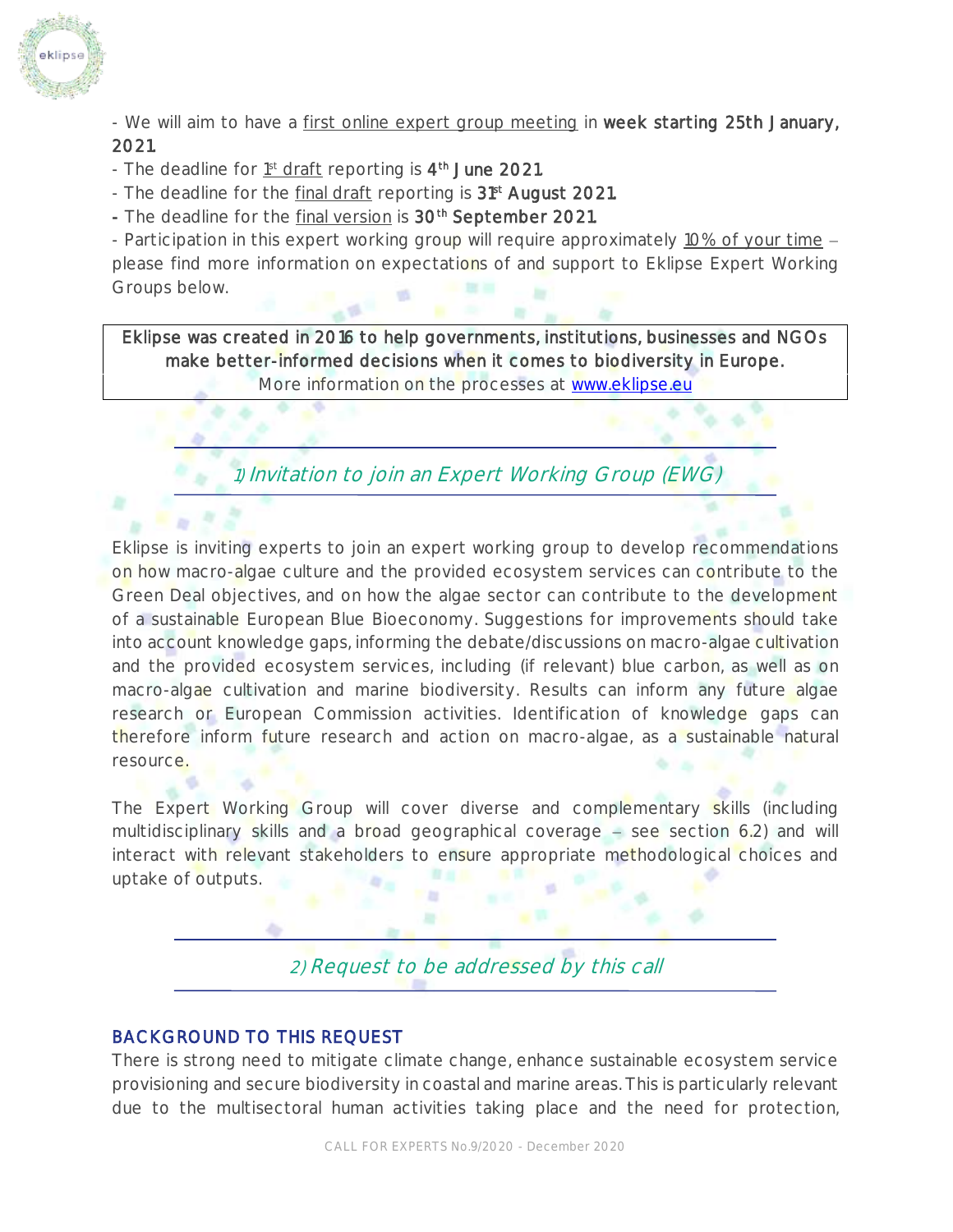- We will aim to have a first online expert group meeting in **week starting 25th January, 2021**.
- The deadline for 1st draft reporting is **4th June 2021**.
- The deadline for the final draft reporting is **31st August 2021**.
- The deadline for the final version is **30th September 2021**.
- Participation in this expert working group will require approximately 10% of your time – please find more information on expectations of and support to Eklipse Expert Working Groups below.

> **Eklipse was created in 2016 to help governments, institutions, businesses and NGOs make better-informed decisions when it comes to biodiversity in Europe.**
> More information on the processes at [www.eklipse.eu](http://www.eklipse.eu)

## 1) Invitation to join an Expert Working Group (EWG)

Eklipse is inviting experts to join an expert working group to develop recommendations on how macro-algae culture and the provided ecosystem services can contribute to the Green Deal objectives, and on how the algae sector can contribute to the development of a sustainable European Blue Bioeconomy. Suggestions for improvements should take into account knowledge gaps, informing the debate/discussions on macro-algae cultivation and the provided ecosystem services, including (if relevant) blue carbon, as well as on macro-algae cultivation and marine biodiversity. Results can inform any future algae research or European Commission activities. Identification of knowledge gaps can therefore inform future research and action on macro-algae, as a sustainable natural resource.

The Expert Working Group will cover diverse and complementary skills (including multidisciplinary skills and a broad geographical coverage – see section 6.2) and will interact with relevant stakeholders to ensure appropriate methodological choices and uptake of outputs.

## 2) Request to be addressed by this call

### BACKGROUND TO THIS REQUEST

There is strong need to mitigate climate change, enhance sustainable ecosystem service provisioning and secure biodiversity in coastal and marine areas. This is particularly relevant due to the multisectoral human activities taking place and the need for protection,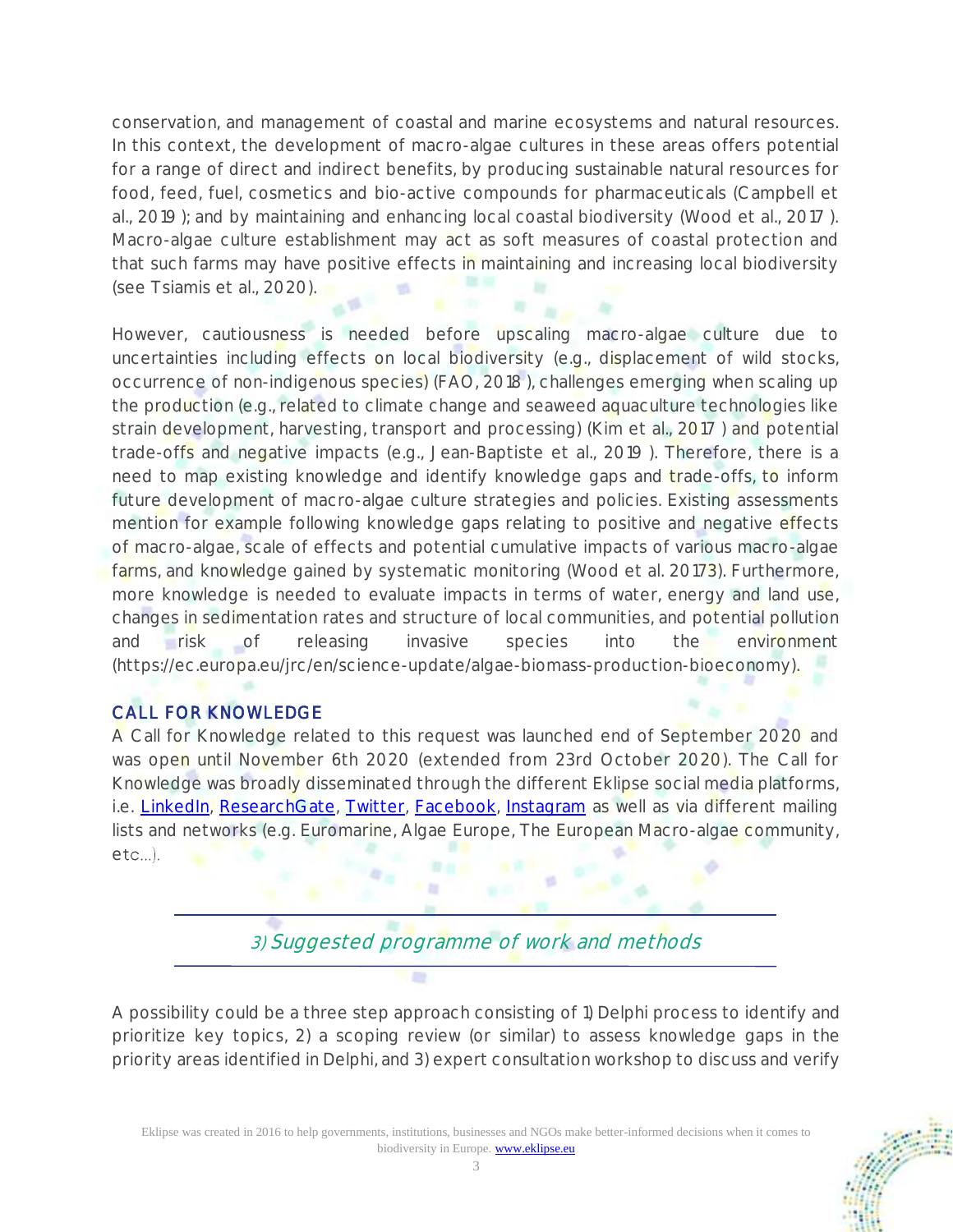conservation, and management of coastal and marine ecosystems and natural resources. In this context, the development of macro-algae cultures in these areas offers potential for a range of direct and indirect benefits, by producing sustainable natural resources for food, feed, fuel, cosmetics and bio-active compounds for pharmaceuticals (Campbell et al., 2019 ); and by maintaining and enhancing local coastal biodiversity (Wood et al., 2017 ). Macro-algae culture establishment may act as soft measures of coastal protection and that such farms may have positive effects in maintaining and increasing local biodiversity (see Tsiamis et al., 2020).

However, cautiousness is needed before upscaling macro-algae culture due to uncertainties including effects on local biodiversity (e.g., displacement of wild stocks, occurrence of non-indigenous species) (FAO, 2018 ), challenges emerging when scaling up the production (e.g., related to climate change and seaweed aquaculture technologies like strain development, harvesting, transport and processing) (Kim et al., 2017 ) and potential trade-offs and negative impacts (e.g., Jean-Baptiste et al., 2019 ). Therefore, there is a need to map existing knowledge and identify knowledge gaps and trade-offs, to inform future development of macro-algae culture strategies and policies. Existing assessments mention for example following knowledge gaps relating to positive and negative effects of macro-algae, scale of effects and potential cumulative impacts of various macro-algae farms, and knowledge gained by systematic monitoring (Wood et al. 20173). Furthermore, more knowledge is needed to evaluate impacts in terms of water, energy and land use, changes in sedimentation rates and structure of local communities, and potential pollution and risk of releasing invasive species into the environment (https://ec.europa.eu/jrc/en/science-update/algae-biomass-production-bioeconomy).

## CALL FOR KNOWLEDGE

A Call for Knowledge related to this request was launched end of September 2020 and was open until November 6th 2020 (extended from 23rd October 2020). The Call for Knowledge was broadly disseminated through the different Eklipse social media platforms, i.e. LinkedIn, ResearchGate, Twitter, Facebook, Instagram as well as via different mailing lists and networks (e.g. Euromarine, Algae Europe, The European Macro-algae community, etc…).

## *3) Suggested programme of work and methods*

A possibility could be a three step approach consisting of 1) Delphi process to identify and prioritize key topics, 2) a scoping review (or similar) to assess knowledge gaps in the priority areas identified in Delphi, and 3) expert consultation workshop to discuss and verify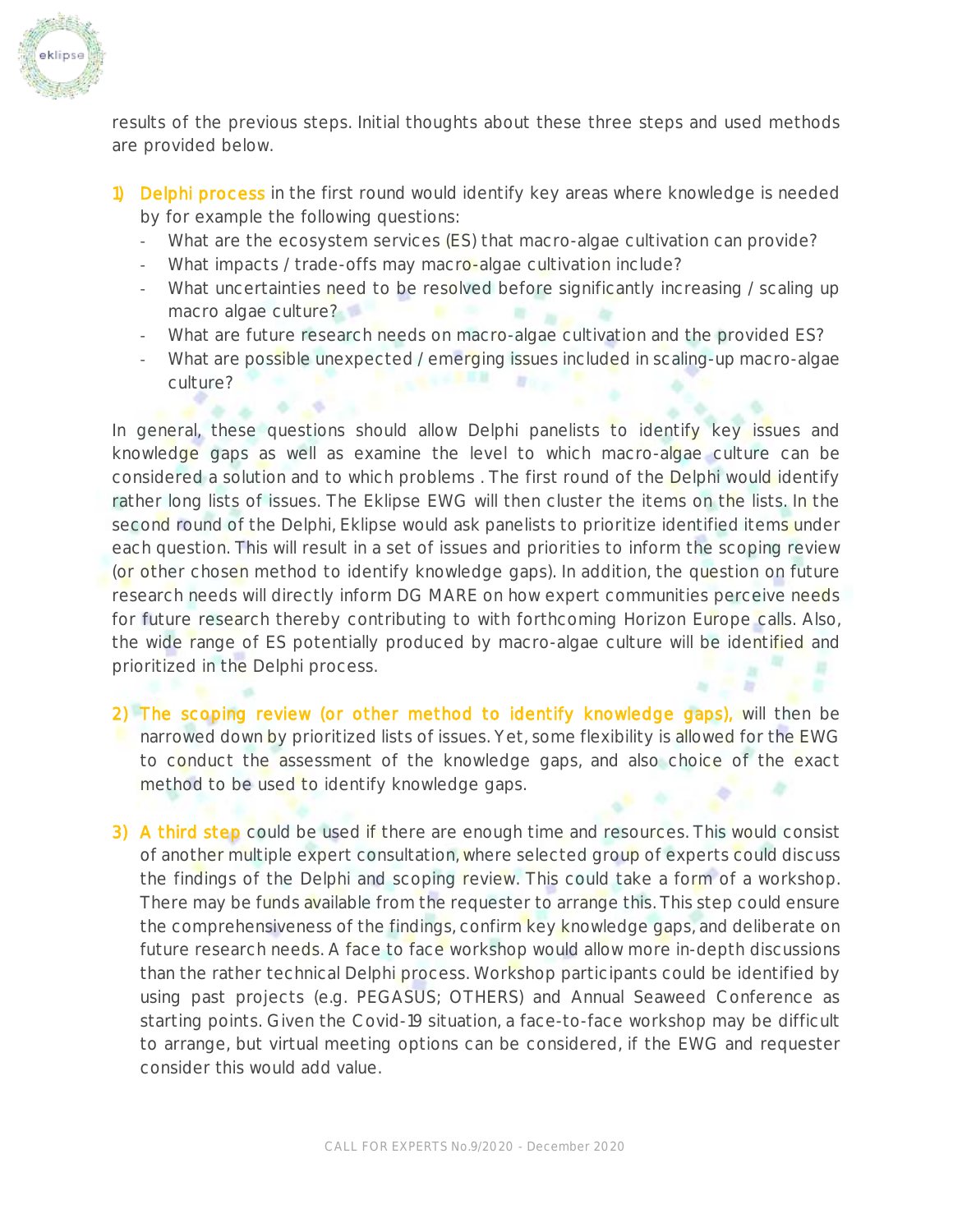results of the previous steps. Initial thoughts about these three steps and used methods are provided below.

1) **Delphi process** in the first round would identify key areas where knowledge is needed by for example the following questions:
   - What are the ecosystem services (ES) that macro-algae cultivation can provide?
   - What impacts / trade-offs may macro-algae cultivation include?
   - What uncertainties need to be resolved before significantly increasing / scaling up macro algae culture?
   - What are future research needs on macro-algae cultivation and the provided ES?
   - What are possible unexpected / emerging issues included in scaling-up macro-algae culture?

In general, these questions should allow Delphi panelists to identify key issues and knowledge gaps as well as examine the level to which macro-algae culture can be considered a solution and to which problems . The first round of the Delphi would identify rather long lists of issues. The Eklipse EWG will then cluster the items on the lists. In the second round of the Delphi, Eklipse would ask panelists to prioritize identified items under each question. This will result in a set of issues and priorities to inform the scoping review (or other chosen method to identify knowledge gaps). In addition, the question on future research needs will directly inform DG MARE on how expert communities perceive needs for future research thereby contributing to with forthcoming Horizon Europe calls. Also, the wide range of ES potentially produced by macro-algae culture will be identified and prioritized in the Delphi process.

2) **The scoping review (or other method to identify knowledge gaps),** will then be narrowed down by prioritized lists of issues. Yet, some flexibility is allowed for the EWG to conduct the assessment of the knowledge gaps, and also choice of the exact method to be used to identify knowledge gaps.

3) **A third step** could be used if there are enough time and resources. This would consist of another multiple expert consultation, where selected group of experts could discuss the findings of the Delphi and scoping review. This could take a form of a workshop. There may be funds available from the requester to arrange this. This step could ensure the comprehensiveness of the findings, confirm key knowledge gaps, and deliberate on future research needs. A face to face workshop would allow more in-depth discussions than the rather technical Delphi process. Workshop participants could be identified by using past projects (e.g. PEGASUS; OTHERS) and Annual Seaweed Conference as starting points. Given the Covid-19 situation, a face-to-face workshop may be difficult to arrange, but virtual meeting options can be considered, if the EWG and requester consider this would add value.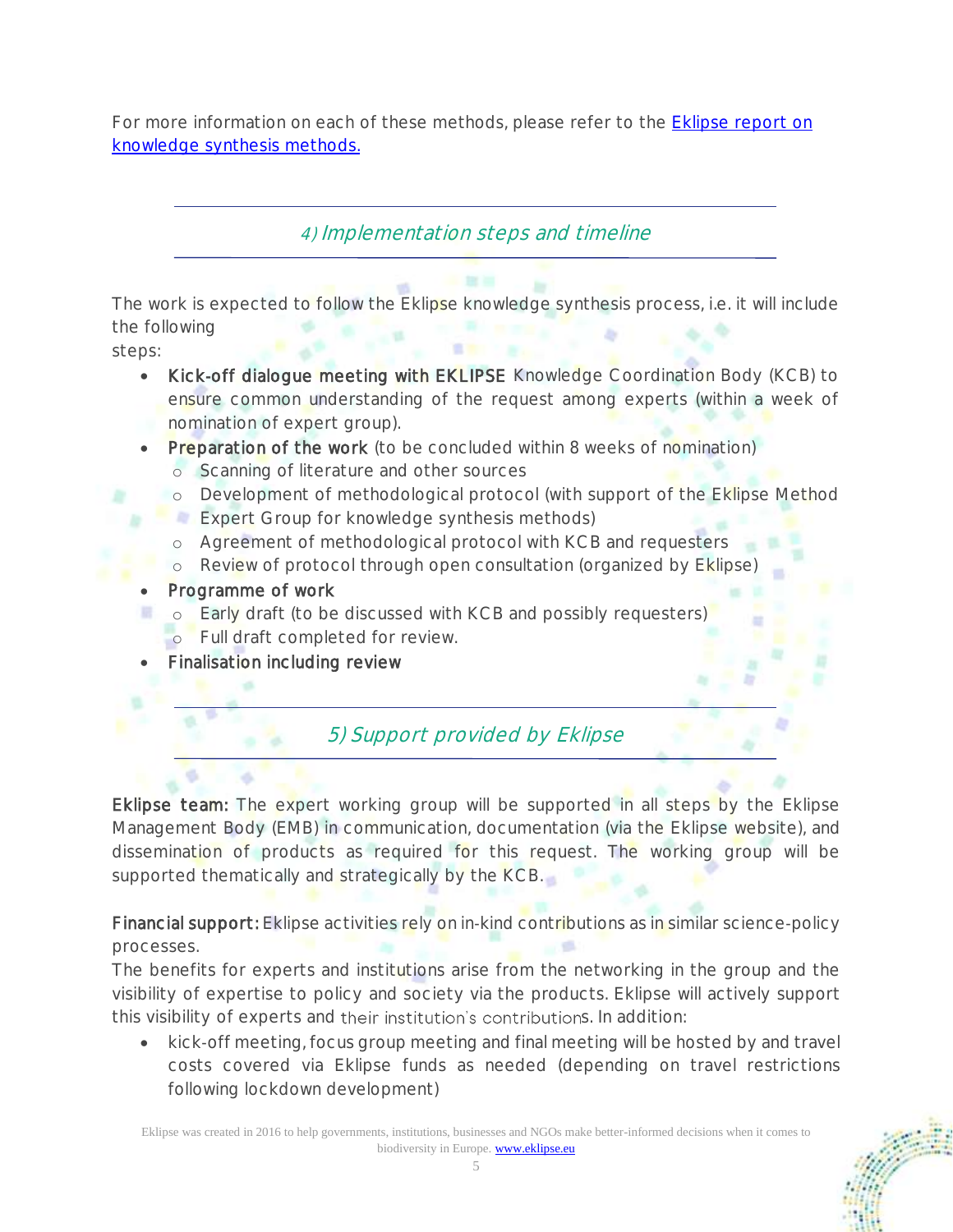For more information on each of these methods, please refer to the [Eklipse report on knowledge synthesis methods.](Eklipse report on knowledge synthesis methods.)

## *4) Implementation steps and timeline*

The work is expected to follow the Eklipse knowledge synthesis process, i.e. it will include the following steps:

- **Kick-off dialogue meeting with EKLIPSE** Knowledge Coordination Body (KCB) to ensure common understanding of the request among experts (within a week of nomination of expert group).
- **Preparation of the work** (to be concluded within 8 weeks of nomination)
  - Scanning of literature and other sources
  - Development of methodological protocol (with support of the Eklipse Method Expert Group for knowledge synthesis methods)
  - Agreement of methodological protocol with KCB and requesters
  - Review of protocol through open consultation (organized by Eklipse)
- **Programme of work**
  - Early draft (to be discussed with KCB and possibly requesters)
  - Full draft completed for review.
- **Finalisation including review**

## *5) Support provided by Eklipse*

**Eklipse team:** The expert working group will be supported in all steps by the Eklipse Management Body (EMB) in communication, documentation (via the Eklipse website), and dissemination of products as required for this request. The working group will be supported thematically and strategically by the KCB.

**Financial support:** Eklipse activities rely on in-kind contributions as in similar science-policy processes.
The benefits for experts and institutions arise from the networking in the group and the visibility of expertise to policy and society via the products. Eklipse will actively support this visibility of experts and their institution's contributions. In addition:

- kick-off meeting, focus group meeting and final meeting will be hosted by and travel costs covered via Eklipse funds as needed (depending on travel restrictions following lockdown development)

Eklipse was created in 2016 to help governments, institutions, businesses and NGOs make better-informed decisions when it comes to biodiversity in Europe. [www.eklipse.eu](www.eklipse.eu)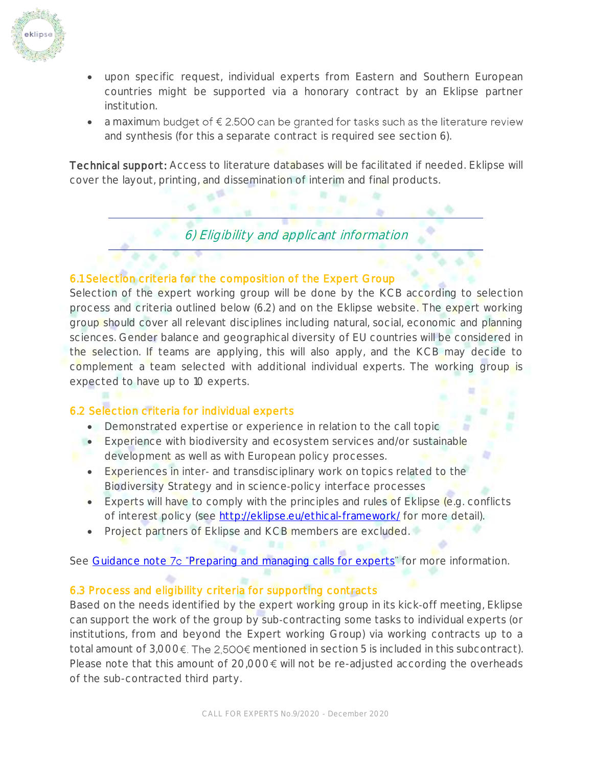- upon specific request, individual experts from Eastern and Southern European countries might be supported via a honorary contract by an Eklipse partner institution.
- a maximum budget of € 2.500 can be granted for tasks such as the literature review and synthesis (for this a separate contract is required see section 6).

**Technical support:** Access to literature databases will be facilitated if needed. Eklipse will cover the layout, printing, and dissemination of interim and final products.

## *6) Eligibility and applicant information*

### 6.1 Selection criteria for the composition of the Expert Group

Selection of the expert working group will be done by the KCB according to selection process and criteria outlined below (6.2) and on the Eklipse website. The expert working group should cover all relevant disciplines including natural, social, economic and planning sciences. Gender balance and geographical diversity of EU countries will be considered in the selection. If teams are applying, this will also apply, and the KCB may decide to complement a team selected with additional individual experts. The working group is expected to have up to 10 experts.

### 6.2 Selection criteria for individual experts

- Demonstrated expertise or experience in relation to the call topic
- Experience with biodiversity and ecosystem services and/or sustainable development as well as with European policy processes.
- Experiences in inter- and transdisciplinary work on topics related to the Biodiversity Strategy and in science-policy interface processes
- Experts will have to comply with the principles and rules of Eklipse (e.g. conflicts of interest policy (see http://eklipse.eu/ethical-framework/ for more detail).
- Project partners of Eklipse and KCB members are excluded.

See Guidance note 7c "Preparing and managing calls for experts" for more information.

### 6.3 Process and eligibility criteria for supporting contracts

Based on the needs identified by the expert working group in its kick-off meeting, Eklipse can support the work of the group by sub-contracting some tasks to individual experts (or institutions, from and beyond the Expert working Group) via working contracts up to a total amount of 3,000€. The 2,500€ mentioned in section 5 is included in this subcontract). Please note that this amount of 20,000€ will not be re-adjusted according the overheads of the sub-contracted third party.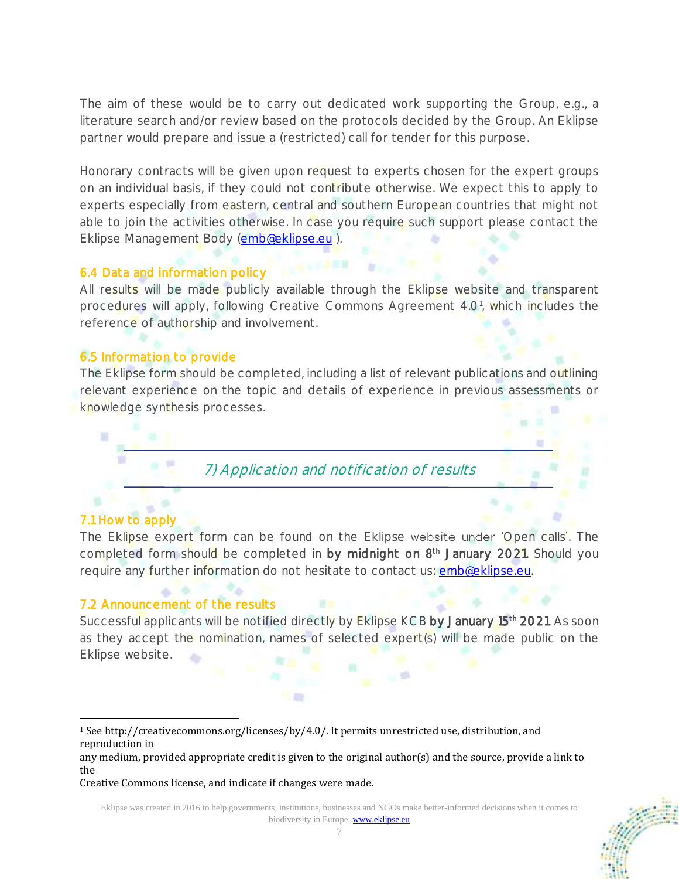The aim of these would be to carry out dedicated work supporting the Group, e.g., a literature search and/or review based on the protocols decided by the Group. An Eklipse partner would prepare and issue a (restricted) call for tender for this purpose.

Honorary contracts will be given upon request to experts chosen for the expert groups on an individual basis, if they could not contribute otherwise. We expect this to apply to experts especially from eastern, central and southern European countries that might not able to join the activities otherwise. In case you require such support please contact the Eklipse Management Body (emb@eklipse.eu ).

### 6.4 Data and information policy

All results will be made publicly available through the Eklipse website and transparent procedures will apply, following Creative Commons Agreement 4.0[1], which includes the reference of authorship and involvement.

### 6.5 Information to provide

The Eklipse form should be completed, including a list of relevant publications and outlining relevant experience on the topic and details of experience in previous assessments or knowledge synthesis processes.

## *7) Application and notification of results*

### 7.1 How to apply

The Eklipse expert form can be found on the Eklipse website under 'Open calls'. The completed form should be completed in **by midnight on 8th January 2021**. Should you require any further information do not hesitate to contact us: emb@eklipse.eu.

### 7.2 Announcement of the results

Successful applicants will be notified directly by Eklipse KCB **by January 15th 2021**. As soon as they accept the nomination, names of selected expert(s) will be made public on the Eklipse website.

---

[1] See http://creativecommons.org/licenses/by/4.0/. It permits unrestricted use, distribution, and reproduction in any medium, provided appropriate credit is given to the original author(s) and the source, provide a link to the Creative Commons license, and indicate if changes were made.

Eklipse was created in 2016 to help governments, institutions, businesses and NGOs make better-informed decisions when it comes to biodiversity in Europe. www.eklipse.eu